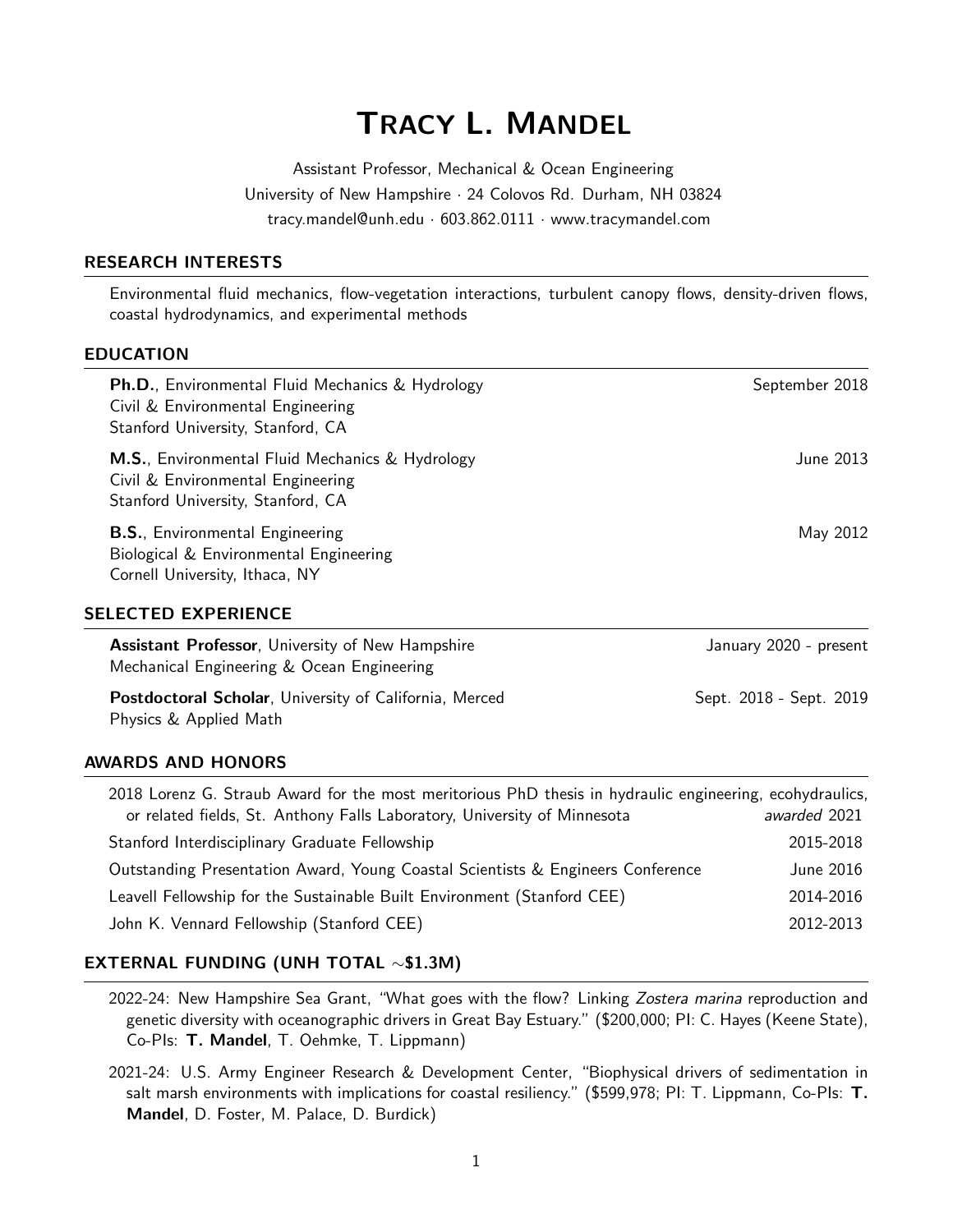# Tracy L. Mandel

Assistant Professor, Mechanical & Ocean Engineering
University of New Hampshire · 24 Colovos Rd. Durham, NH 03824
tracy.mandel@unh.edu · 603.862.0111 · www.tracymandel.com

## RESEARCH INTERESTS

Environmental fluid mechanics, flow-vegetation interactions, turbulent canopy flows, density-driven flows, coastal hydrodynamics, and experimental methods

## EDUCATION

**Ph.D.**, Environmental Fluid Mechanics & Hydrology — September 2018
Civil & Environmental Engineering
Stanford University, Stanford, CA

**M.S.**, Environmental Fluid Mechanics & Hydrology — June 2013
Civil & Environmental Engineering
Stanford University, Stanford, CA

**B.S.**, Environmental Engineering — May 2012
Biological & Environmental Engineering
Cornell University, Ithaca, NY

## SELECTED EXPERIENCE

**Assistant Professor**, University of New Hampshire — January 2020 - present
Mechanical Engineering & Ocean Engineering

**Postdoctoral Scholar**, University of California, Merced — Sept. 2018 - Sept. 2019
Physics & Applied Math

## AWARDS AND HONORS

- 2018 Lorenz G. Straub Award for the most meritorious PhD thesis in hydraulic engineering, ecohydraulics, or related fields, St. Anthony Falls Laboratory, University of Minnesota — *awarded* 2021
- Stanford Interdisciplinary Graduate Fellowship — 2015-2018
- Outstanding Presentation Award, Young Coastal Scientists & Engineers Conference — June 2016
- Leavell Fellowship for the Sustainable Built Environment (Stanford CEE) — 2014-2016
- John K. Vennard Fellowship (Stanford CEE) — 2012-2013

## EXTERNAL FUNDING (UNH TOTAL ∼$1.3M)

2022-24: New Hampshire Sea Grant, "What goes with the flow? Linking *Zostera marina* reproduction and genetic diversity with oceanographic drivers in Great Bay Estuary." ($200,000; PI: C. Hayes (Keene State), Co-PIs: **T. Mandel**, T. Oehmke, T. Lippmann)

2021-24: U.S. Army Engineer Research & Development Center, "Biophysical drivers of sedimentation in salt marsh environments with implications for coastal resiliency." ($599,978; PI: T. Lippmann, Co-PIs: **T. Mandel**, D. Foster, M. Palace, D. Burdick)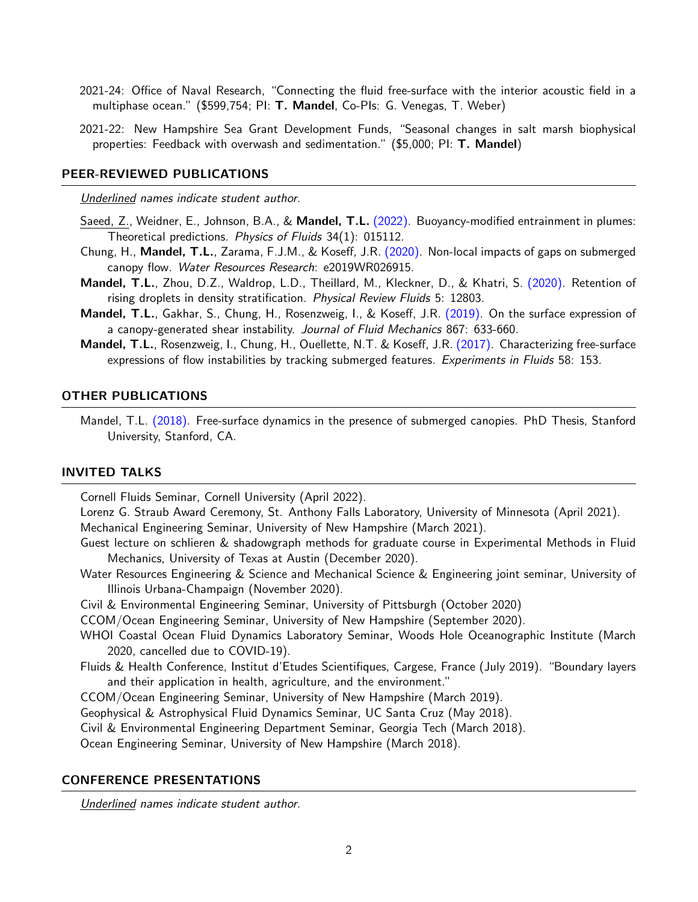- 2021-24: Office of Naval Research, "Connecting the fluid free-surface with the interior acoustic field in a multiphase ocean." ($599,754; PI: **T. Mandel**, Co-PIs: G. Venegas, T. Weber)
- 2021-22: New Hampshire Sea Grant Development Funds, "Seasonal changes in salt marsh biophysical properties: Feedback with overwash and sedimentation." ($5,000; PI: **T. Mandel**)

## PEER-REVIEWED PUBLICATIONS

*Underlined names indicate student author.*

<u>Saeed, Z.</u>, Weidner, E., Johnson, B.A., & **Mandel, T.L.** (2022). Buoyancy-modified entrainment in plumes: Theoretical predictions. *Physics of Fluids* 34(1): 015112.

Chung, H., **Mandel, T.L.**, Zarama, F.J.M., & Koseff, J.R. (2020). Non-local impacts of gaps on submerged canopy flow. *Water Resources Research*: e2019WR026915.

**Mandel, T.L.**, Zhou, D.Z., Waldrop, L.D., Theillard, M., Kleckner, D., & Khatri, S. (2020). Retention of rising droplets in density stratification. *Physical Review Fluids* 5: 12803.

**Mandel, T.L.**, Gakhar, S., Chung, H., Rosenzweig, I., & Koseff, J.R. (2019). On the surface expression of a canopy-generated shear instability. *Journal of Fluid Mechanics* 867: 633-660.

**Mandel, T.L.**, Rosenzweig, I., Chung, H., Ouellette, N.T. & Koseff, J.R. (2017). Characterizing free-surface expressions of flow instabilities by tracking submerged features. *Experiments in Fluids* 58: 153.

## OTHER PUBLICATIONS

Mandel, T.L. (2018). Free-surface dynamics in the presence of submerged canopies. PhD Thesis, Stanford University, Stanford, CA.

## INVITED TALKS

Cornell Fluids Seminar, Cornell University (April 2022).

Lorenz G. Straub Award Ceremony, St. Anthony Falls Laboratory, University of Minnesota (April 2021).

Mechanical Engineering Seminar, University of New Hampshire (March 2021).

Guest lecture on schlieren & shadowgraph methods for graduate course in Experimental Methods in Fluid Mechanics, University of Texas at Austin (December 2020).

Water Resources Engineering & Science and Mechanical Science & Engineering joint seminar, University of Illinois Urbana-Champaign (November 2020).

Civil & Environmental Engineering Seminar, University of Pittsburgh (October 2020)

CCOM/Ocean Engineering Seminar, University of New Hampshire (September 2020).

WHOI Coastal Ocean Fluid Dynamics Laboratory Seminar, Woods Hole Oceanographic Institute (March 2020, cancelled due to COVID-19).

Fluids & Health Conference, Institut d'Etudes Scientifiques, Cargese, France (July 2019). "Boundary layers and their application in health, agriculture, and the environment."

CCOM/Ocean Engineering Seminar, University of New Hampshire (March 2019).

Geophysical & Astrophysical Fluid Dynamics Seminar, UC Santa Cruz (May 2018).

Civil & Environmental Engineering Department Seminar, Georgia Tech (March 2018).

Ocean Engineering Seminar, University of New Hampshire (March 2018).

## CONFERENCE PRESENTATIONS

*Underlined names indicate student author.*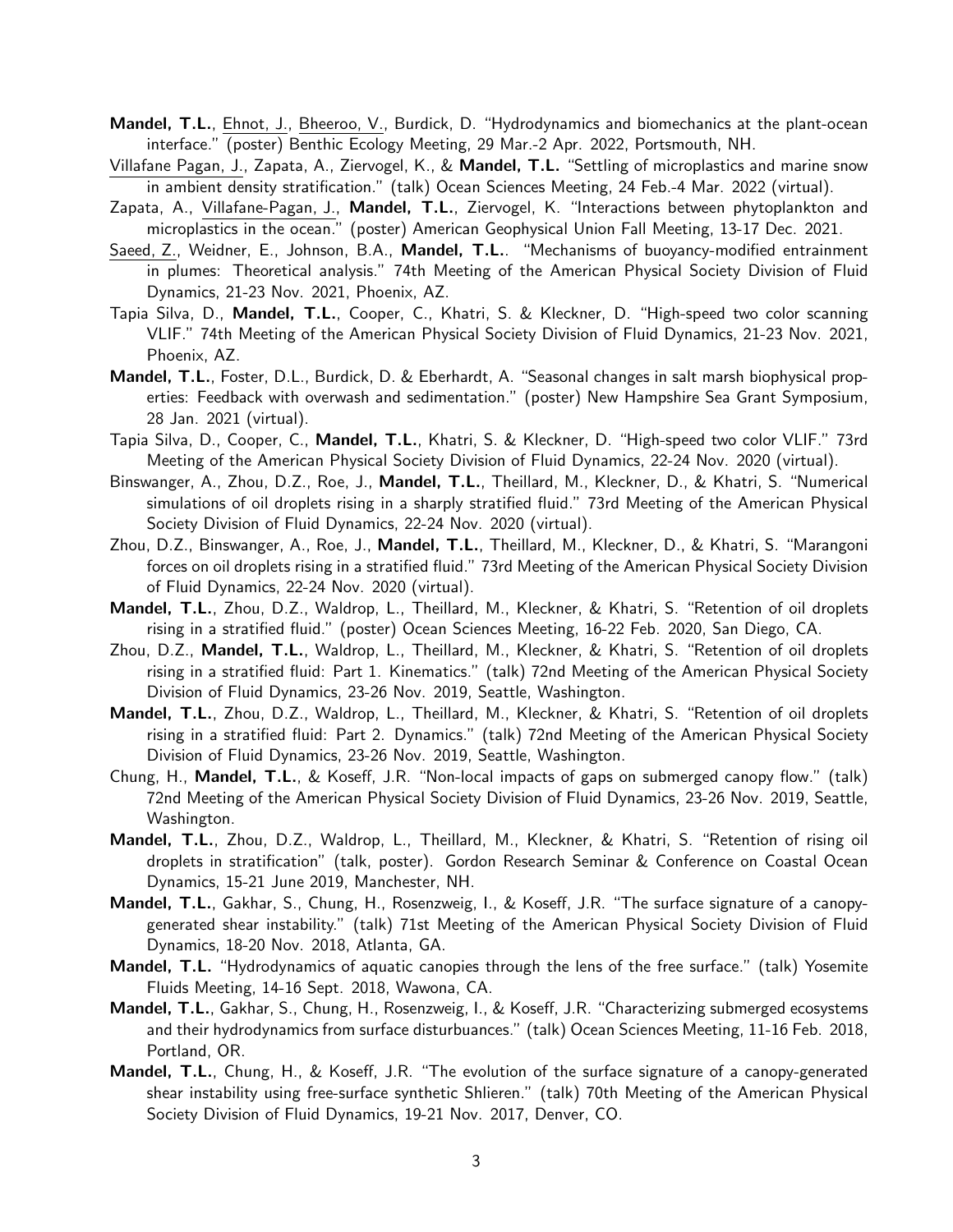**Mandel, T.L.**, Ehnot, J., Bheeroo, V., Burdick, D. "Hydrodynamics and biomechanics at the plant-ocean interface." (poster) Benthic Ecology Meeting, 29 Mar.-2 Apr. 2022, Portsmouth, NH.

Villafane Pagan, J., Zapata, A., Ziervogel, K., & **Mandel, T.L.** "Settling of microplastics and marine snow in ambient density stratification." (talk) Ocean Sciences Meeting, 24 Feb.-4 Mar. 2022 (virtual).

Zapata, A., Villafane-Pagan, J., **Mandel, T.L.**, Ziervogel, K. "Interactions between phytoplankton and microplastics in the ocean." (poster) American Geophysical Union Fall Meeting, 13-17 Dec. 2021.

Saeed, Z., Weidner, E., Johnson, B.A., **Mandel, T.L.**. "Mechanisms of buoyancy-modified entrainment in plumes: Theoretical analysis." 74th Meeting of the American Physical Society Division of Fluid Dynamics, 21-23 Nov. 2021, Phoenix, AZ.

Tapia Silva, D., **Mandel, T.L.**, Cooper, C., Khatri, S. & Kleckner, D. "High-speed two color scanning VLIF." 74th Meeting of the American Physical Society Division of Fluid Dynamics, 21-23 Nov. 2021, Phoenix, AZ.

**Mandel, T.L.**, Foster, D.L., Burdick, D. & Eberhardt, A. "Seasonal changes in salt marsh biophysical properties: Feedback with overwash and sedimentation." (poster) New Hampshire Sea Grant Symposium, 28 Jan. 2021 (virtual).

Tapia Silva, D., Cooper, C., **Mandel, T.L.**, Khatri, S. & Kleckner, D. "High-speed two color VLIF." 73rd Meeting of the American Physical Society Division of Fluid Dynamics, 22-24 Nov. 2020 (virtual).

Binswanger, A., Zhou, D.Z., Roe, J., **Mandel, T.L.**, Theillard, M., Kleckner, D., & Khatri, S. "Numerical simulations of oil droplets rising in a sharply stratified fluid." 73rd Meeting of the American Physical Society Division of Fluid Dynamics, 22-24 Nov. 2020 (virtual).

Zhou, D.Z., Binswanger, A., Roe, J., **Mandel, T.L.**, Theillard, M., Kleckner, D., & Khatri, S. "Marangoni forces on oil droplets rising in a stratified fluid." 73rd Meeting of the American Physical Society Division of Fluid Dynamics, 22-24 Nov. 2020 (virtual).

**Mandel, T.L.**, Zhou, D.Z., Waldrop, L., Theillard, M., Kleckner, & Khatri, S. "Retention of oil droplets rising in a stratified fluid." (poster) Ocean Sciences Meeting, 16-22 Feb. 2020, San Diego, CA.

Zhou, D.Z., **Mandel, T.L.**, Waldrop, L., Theillard, M., Kleckner, & Khatri, S. "Retention of oil droplets rising in a stratified fluid: Part 1. Kinematics." (talk) 72nd Meeting of the American Physical Society Division of Fluid Dynamics, 23-26 Nov. 2019, Seattle, Washington.

**Mandel, T.L.**, Zhou, D.Z., Waldrop, L., Theillard, M., Kleckner, & Khatri, S. "Retention of oil droplets rising in a stratified fluid: Part 2. Dynamics." (talk) 72nd Meeting of the American Physical Society Division of Fluid Dynamics, 23-26 Nov. 2019, Seattle, Washington.

Chung, H., **Mandel, T.L.**, & Koseff, J.R. "Non-local impacts of gaps on submerged canopy flow." (talk) 72nd Meeting of the American Physical Society Division of Fluid Dynamics, 23-26 Nov. 2019, Seattle, Washington.

**Mandel, T.L.**, Zhou, D.Z., Waldrop, L., Theillard, M., Kleckner, & Khatri, S. "Retention of rising oil droplets in stratification" (talk, poster). Gordon Research Seminar & Conference on Coastal Ocean Dynamics, 15-21 June 2019, Manchester, NH.

**Mandel, T.L.**, Gakhar, S., Chung, H., Rosenzweig, I., & Koseff, J.R. "The surface signature of a canopy-generated shear instability." (talk) 71st Meeting of the American Physical Society Division of Fluid Dynamics, 18-20 Nov. 2018, Atlanta, GA.

**Mandel, T.L.** "Hydrodynamics of aquatic canopies through the lens of the free surface." (talk) Yosemite Fluids Meeting, 14-16 Sept. 2018, Wawona, CA.

**Mandel, T.L.**, Gakhar, S., Chung, H., Rosenzweig, I., & Koseff, J.R. "Characterizing submerged ecosystems and their hydrodynamics from surface disturbances." (talk) Ocean Sciences Meeting, 11-16 Feb. 2018, Portland, OR.

**Mandel, T.L.**, Chung, H., & Koseff, J.R. "The evolution of the surface signature of a canopy-generated shear instability using free-surface synthetic Shlieren." (talk) 70th Meeting of the American Physical Society Division of Fluid Dynamics, 19-21 Nov. 2017, Denver, CO.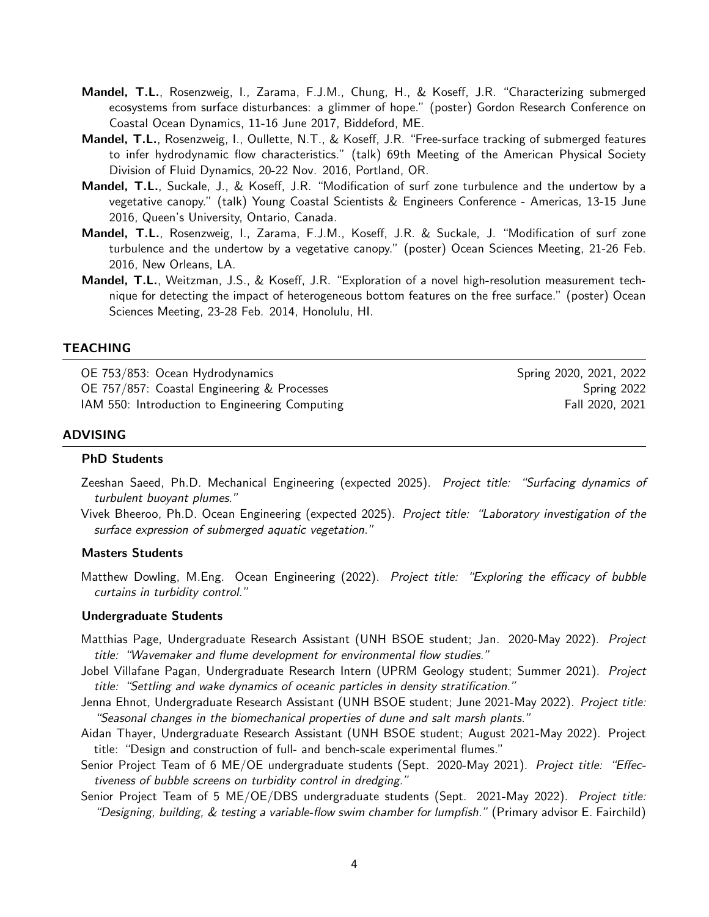- **Mandel, T.L.**, Rosenzweig, I., Zarama, F.J.M., Chung, H., & Koseff, J.R. "Characterizing submerged ecosystems from surface disturbances: a glimmer of hope." (poster) Gordon Research Conference on Coastal Ocean Dynamics, 11-16 June 2017, Biddeford, ME.
- **Mandel, T.L.**, Rosenzweig, I., Oullette, N.T., & Koseff, J.R. "Free-surface tracking of submerged features to infer hydrodynamic flow characteristics." (talk) 69th Meeting of the American Physical Society Division of Fluid Dynamics, 20-22 Nov. 2016, Portland, OR.
- **Mandel, T.L.**, Suckale, J., & Koseff, J.R. "Modification of surf zone turbulence and the undertow by a vegetative canopy." (talk) Young Coastal Scientists & Engineers Conference - Americas, 13-15 June 2016, Queen's University, Ontario, Canada.
- **Mandel, T.L.**, Rosenzweig, I., Zarama, F.J.M., Koseff, J.R. & Suckale, J. "Modification of surf zone turbulence and the undertow by a vegetative canopy." (poster) Ocean Sciences Meeting, 21-26 Feb. 2016, New Orleans, LA.
- **Mandel, T.L.**, Weitzman, J.S., & Koseff, J.R. "Exploration of a novel high-resolution measurement technique for detecting the impact of heterogeneous bottom features on the free surface." (poster) Ocean Sciences Meeting, 23-28 Feb. 2014, Honolulu, HI.

## TEACHING

| | |
|---|---|
| OE 753/853: Ocean Hydrodynamics | Spring 2020, 2021, 2022 |
| OE 757/857: Coastal Engineering & Processes | Spring 2022 |
| IAM 550: Introduction to Engineering Computing | Fall 2020, 2021 |

## ADVISING

### PhD Students

Zeeshan Saeed, Ph.D. Mechanical Engineering (expected 2025). *Project title: "Surfacing dynamics of turbulent buoyant plumes."*

Vivek Bheeroo, Ph.D. Ocean Engineering (expected 2025). *Project title: "Laboratory investigation of the surface expression of submerged aquatic vegetation."*

### Masters Students

Matthew Dowling, M.Eng. Ocean Engineering (2022). *Project title: "Exploring the efficacy of bubble curtains in turbidity control."*

### Undergraduate Students

Matthias Page, Undergraduate Research Assistant (UNH BSOE student; Jan. 2020-May 2022). *Project title: "Wavemaker and flume development for environmental flow studies."*

Jobel Villafane Pagan, Undergraduate Research Intern (UPRM Geology student; Summer 2021). *Project title: "Settling and wake dynamics of oceanic particles in density stratification."*

Jenna Ehnot, Undergraduate Research Assistant (UNH BSOE student; June 2021-May 2022). *Project title: "Seasonal changes in the biomechanical properties of dune and salt marsh plants."*

Aidan Thayer, Undergraduate Research Assistant (UNH BSOE student; August 2021-May 2022). Project title: "Design and construction of full- and bench-scale experimental flumes."

Senior Project Team of 6 ME/OE undergraduate students (Sept. 2020-May 2021). *Project title: "Effectiveness of bubble screens on turbidity control in dredging."*

Senior Project Team of 5 ME/OE/DBS undergraduate students (Sept. 2021-May 2022). *Project title: "Designing, building, & testing a variable-flow swim chamber for lumpfish."* (Primary advisor E. Fairchild)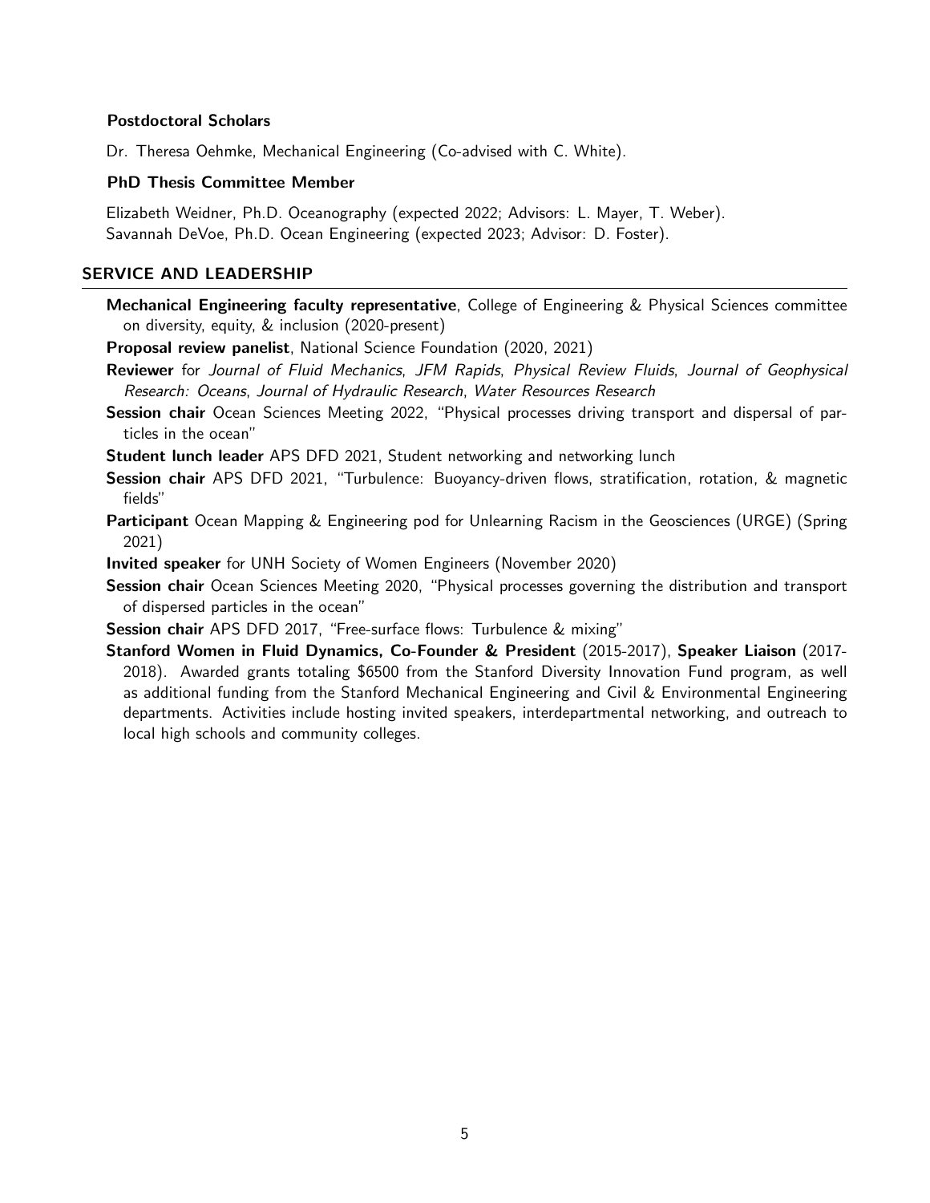### Postdoctoral Scholars

Dr. Theresa Oehmke, Mechanical Engineering (Co-advised with C. White).

### PhD Thesis Committee Member

Elizabeth Weidner, Ph.D. Oceanography (expected 2022; Advisors: L. Mayer, T. Weber).
Savannah DeVoe, Ph.D. Ocean Engineering (expected 2023; Advisor: D. Foster).

## SERVICE AND LEADERSHIP

**Mechanical Engineering faculty representative**, College of Engineering & Physical Sciences committee on diversity, equity, & inclusion (2020-present)

**Proposal review panelist**, National Science Foundation (2020, 2021)

**Reviewer** for *Journal of Fluid Mechanics*, *JFM Rapids*, *Physical Review Fluids*, *Journal of Geophysical Research: Oceans*, *Journal of Hydraulic Research*, *Water Resources Research*

**Session chair** Ocean Sciences Meeting 2022, "Physical processes driving transport and dispersal of particles in the ocean"

**Student lunch leader** APS DFD 2021, Student networking and networking lunch

**Session chair** APS DFD 2021, "Turbulence: Buoyancy-driven flows, stratification, rotation, & magnetic fields"

**Participant** Ocean Mapping & Engineering pod for Unlearning Racism in the Geosciences (URGE) (Spring 2021)

**Invited speaker** for UNH Society of Women Engineers (November 2020)

**Session chair** Ocean Sciences Meeting 2020, "Physical processes governing the distribution and transport of dispersed particles in the ocean"

**Session chair** APS DFD 2017, "Free-surface flows: Turbulence & mixing"

**Stanford Women in Fluid Dynamics, Co-Founder & President** (2015-2017), **Speaker Liaison** (2017-2018). Awarded grants totaling $6500 from the Stanford Diversity Innovation Fund program, as well as additional funding from the Stanford Mechanical Engineering and Civil & Environmental Engineering departments. Activities include hosting invited speakers, interdepartmental networking, and outreach to local high schools and community colleges.